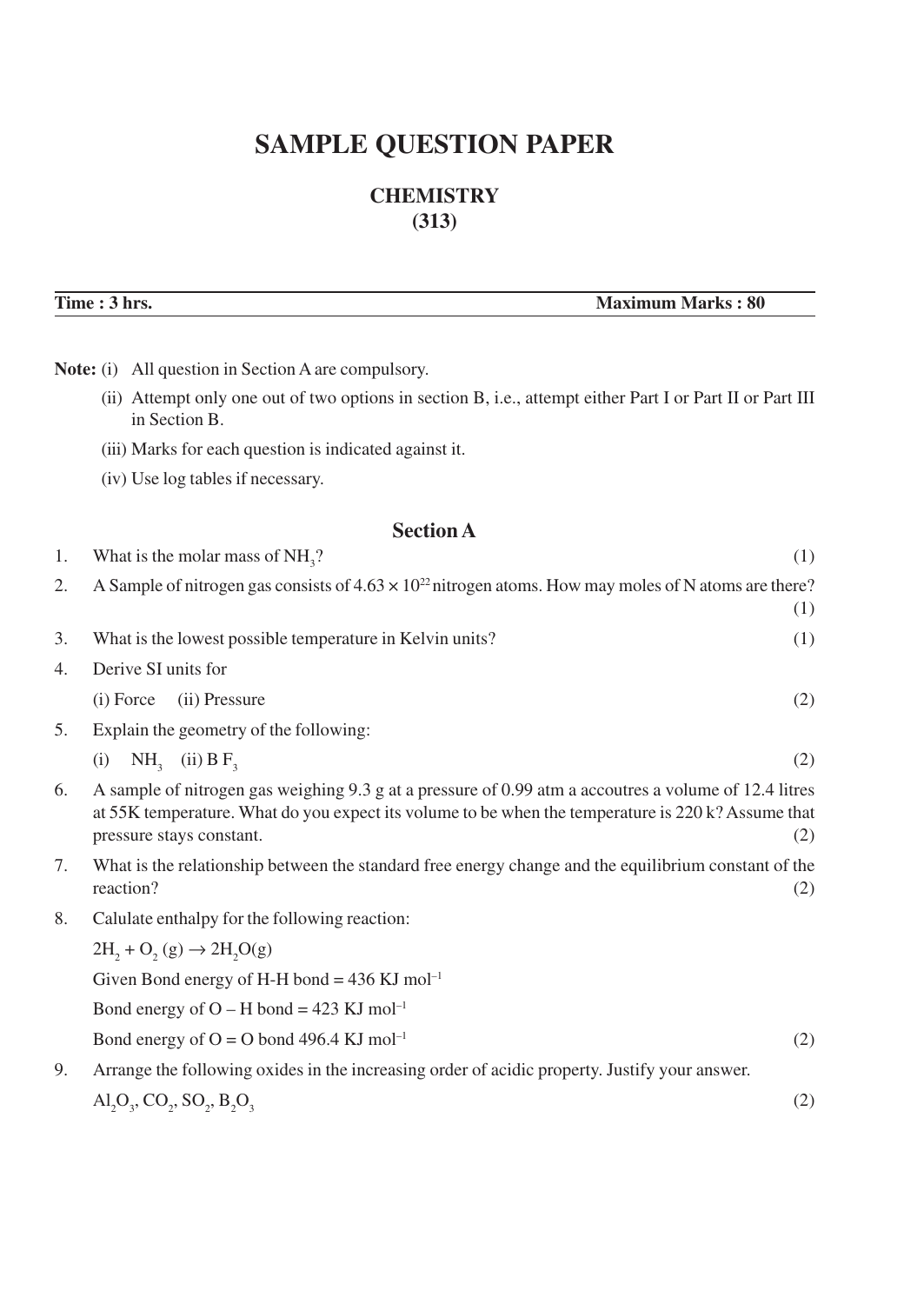# SAMPLE QUESTION PAPER

## CHEMISTRY
## (313)

**Time : 3 hrs.** **Maximum Marks : 80**

**Note:** (i) All question in Section A are compulsory.

(ii) Attempt only one out of two options in section B, i.e., attempt either Part I or Part II or Part III in Section B.

(iii) Marks for each question is indicated against it.

(iv) Use log tables if necessary.

### Section A

1. What is the molar mass of $NH_3$? (1)

2. A Sample of nitrogen gas consists of $4.63 \times 10^{22}$ nitrogen atoms. How may moles of N atoms are there? (1)

3. What is the lowest possible temperature in Kelvin units? (1)

4. Derive SI units for

   (i) Force (ii) Pressure (2)

5. Explain the geometry of the following:

   (i) $NH_3$ (ii) $BF_3$ (2)

6. A sample of nitrogen gas weighing 9.3 g at a pressure of 0.99 atm a accoutres a volume of 12.4 litres at 55K temperature. What do you expect its volume to be when the temperature is 220 k? Assume that pressure stays constant. (2)

7. What is the relationship between the standard free energy change and the equilibrium constant of the reaction? (2)

8. Calulate enthalpy for the following reaction:

   $2H_2 + O_2(g) \rightarrow 2H_2O(g)$

   Given Bond energy of H-H bond = 436 KJ $mol^{-1}$

   Bond energy of O – H bond = 423 KJ $mol^{-1}$

   Bond energy of O = O bond 496.4 KJ $mol^{-1}$ (2)

9. Arrange the following oxides in the increasing order of acidic property. Justify your answer.

   $Al_2O_3$, $CO_2$, $SO_2$, $B_2O_3$ (2)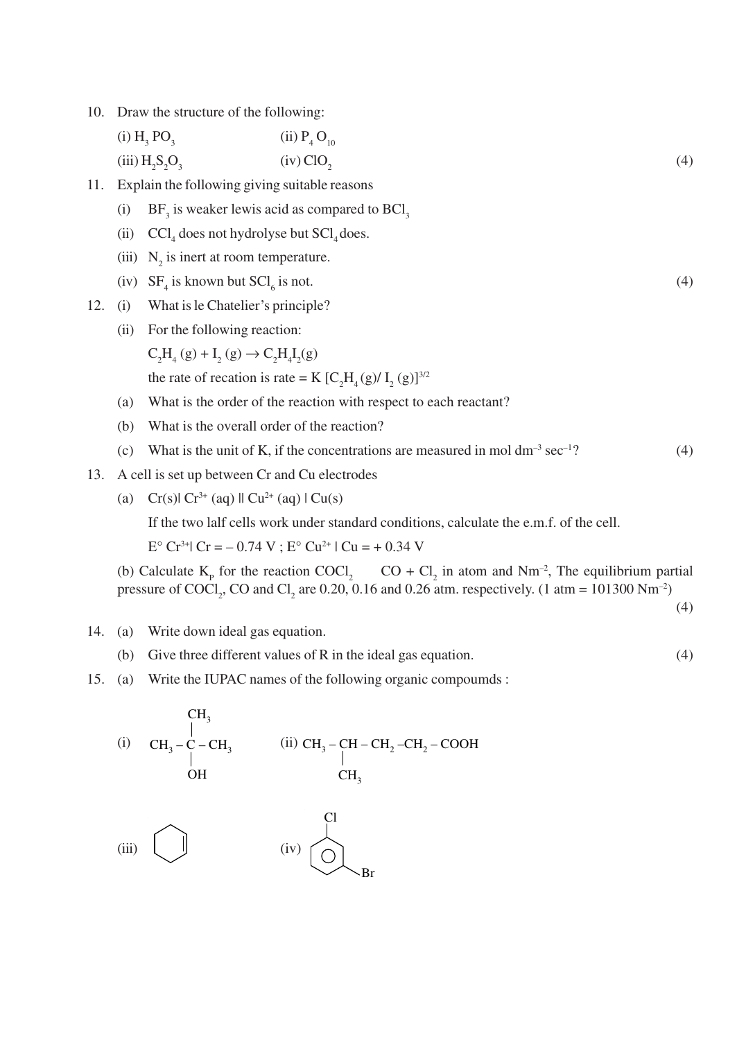10. Draw the structure of the following:

    (i) $H_3PO_3$ (ii) $P_4O_{10}$

    (iii) $H_2S_2O_3$ (iv) $ClO_2$ (4)

11. Explain the following giving suitable reasons

    (i) $BF_3$ is weaker lewis acid as compared to $BCl_3$

    (ii) $CCl_4$ does not hydrolyse but $SCl_4$ does.

    (iii) $N_2$ is inert at room temperature.

    (iv) $SF_4$ is known but $SCl_6$ is not. (4)

12. (i) What is le Chatelier's principle?

    (ii) For the following reaction:

    $C_2H_4\,(g) + I_2\,(g) \rightarrow C_2H_4I_2(g)$

    the rate of recation is rate = K $[C_2H_4\,(g)/\ I_2\,(g)]^{3/2}$

    (a) What is the order of the reaction with respect to each reactant?

    (b) What is the overall order of the reaction?

    (c) What is the unit of K, if the concentrations are measured in mol $dm^{-3}$ $sec^{-1}$? (4)

13. A cell is set up between Cr and Cu electrodes

    (a) Cr(s)| $Cr^{3+}$ (aq) || $Cu^{2+}$ (aq) | Cu(s)

    If the two lalf cells work under standard conditions, calculate the e.m.f. of the cell.

    E° $Cr^{3+}$| Cr = – 0.74 V ; E° $Cu^{2+}$ | Cu = + 0.34 V

    (b) Calculate $K_P$ for the reaction $COCl_2$ CO + $Cl_2$ in atom and $Nm^{-2}$, The equilibrium partial pressure of $COCl_2$, CO and $Cl_2$ are 0.20, 0.16 and 0.26 atm. respectively. (1 atm = 101300 $Nm^{-2}$) (4)

14. (a) Write down ideal gas equation.

    (b) Give three different values of R in the ideal gas equation. (4)

15. (a) Write the IUPAC names of the following organic compoumds :

    (i) $CH_3 - C(CH_3)(OH) - CH_3$ (ii) $CH_3 - CH(CH_3) - CH_2 - CH_2 - COOH$

    (iii) cyclohexene (ring structure) (iv) benzene ring with Cl and Br substituents (meta positions)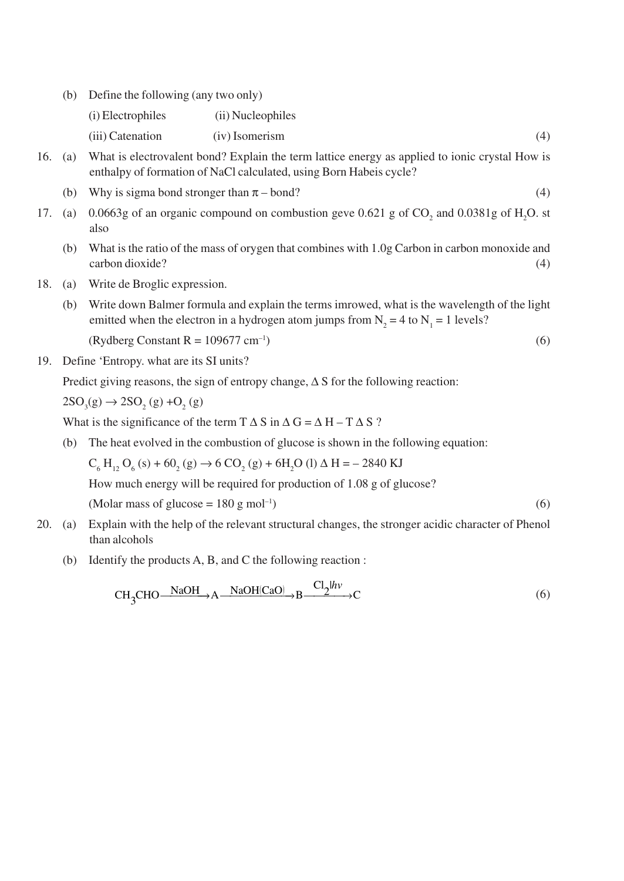(b) Define the following (any two only)

(i) Electrophiles (ii) Nucleophiles

(iii) Catenation (iv) Isomerism (4)

16. (a) What is electrovalent bond? Explain the term lattice energy as applied to ionic crystal How is enthalpy of formation of NaCl calculated, using Born Habeis cycle?

(b) Why is sigma bond stronger than $\pi$ – bond? (4)

17. (a) 0.0663g of an organic compound on combustion geve 0.621 g of $CO_2$ and 0.0381g of $H_2O$. st also

(b) What is the ratio of the mass of orygen that combines with 1.0g Carbon in carbon monoxide and carbon dioxide? (4)

18. (a) Write de Broglic expression.

(b) Write down Balmer formula and explain the terms imrowed, what is the wavelength of the light emitted when the electron in a hydrogen atom jumps from $N_2 = 4$ to $N_1 = 1$ levels?

(Rydberg Constant R = 109677 $cm^{-1}$) (6)

19. Define 'Entropy. what are its SI units?

Predict giving reasons, the sign of entropy change, $\Delta$ S for the following reaction:

$2SO_3(g) \rightarrow 2SO_2(g) + O_2(g)$

What is the significance of the term T $\Delta$ S in $\Delta G = \Delta H - T \Delta S$ ?

(b) The heat evolved in the combustion of glucose is shown in the following equation:

$C_6H_{12}O_6(s) + 6O_2(g) \rightarrow 6CO_2(g) + 6H_2O(l)$ $\Delta H = -2840$ KJ

How much energy will be required for production of 1.08 g of glucose?

(Molar mass of glucose = 180 g $mol^{-1}$) (6)

20. (a) Explain with the help of the relevant structural changes, the stronger acidic character of Phenol than alcohols

(b) Identify the products A, B, and C the following reaction :

$$CH_3CHO \xrightarrow{NaOH} A \xrightarrow{NaOH(CaO)} B \xrightarrow{Cl_2/hv} C$$ (6)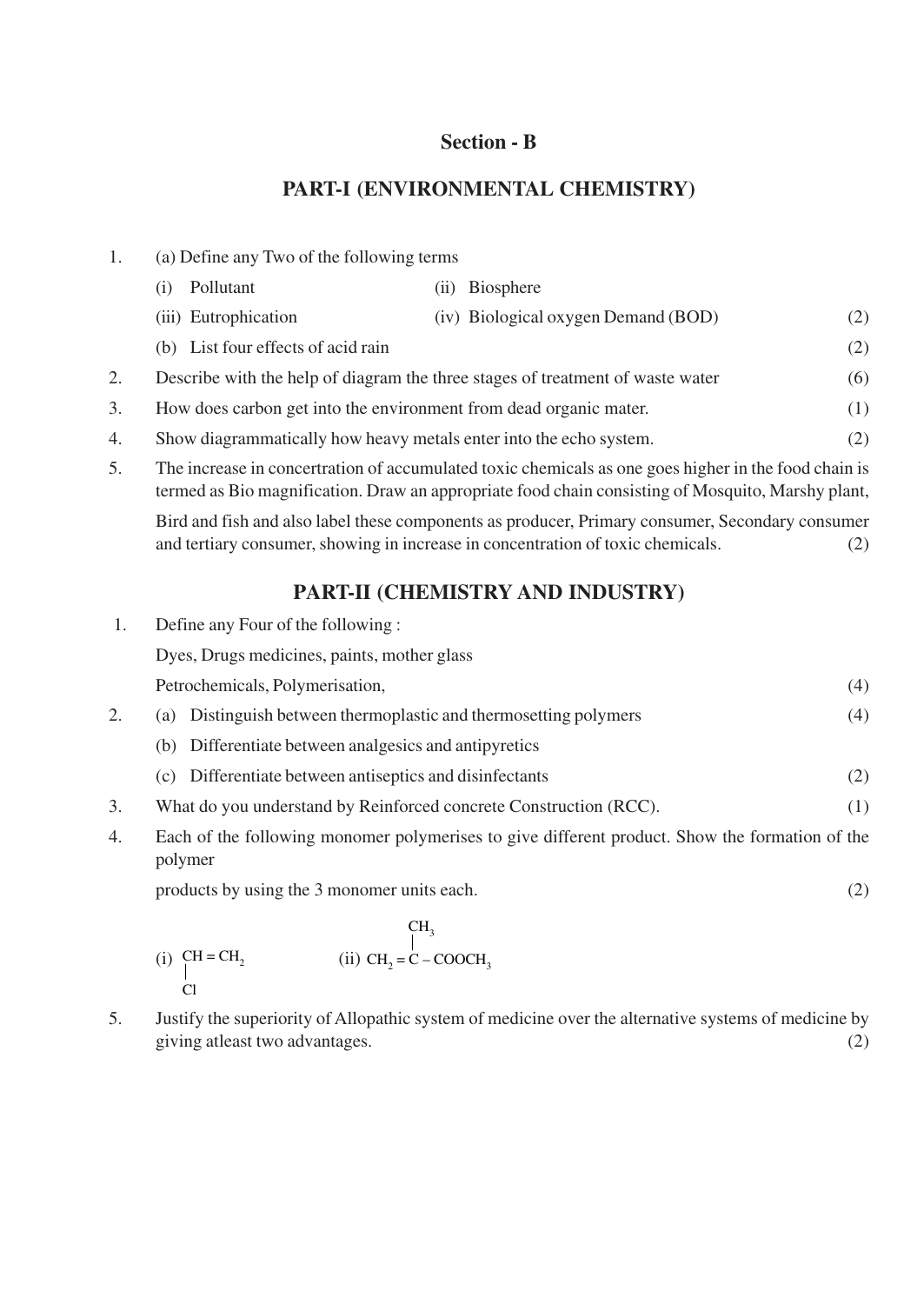## Section - B

### PART-I (ENVIRONMENTAL CHEMISTRY)

1. (a) Define any Two of the following terms

   (i) Pollutant (ii) Biosphere

   (iii) Eutrophication (iv) Biological oxygen Demand (BOD) (2)

   (b) List four effects of acid rain (2)

2. Describe with the help of diagram the three stages of treatment of waste water (6)

3. How does carbon get into the environment from dead organic mater. (1)

4. Show diagrammatically how heavy metals enter into the echo system. (2)

5. The increase in concertration of accumulated toxic chemicals as one goes higher in the food chain is termed as Bio magnification. Draw an appropriate food chain consisting of Mosquito, Marshy plant,

   Bird and fish and also label these components as producer, Primary consumer, Secondary consumer and tertiary consumer, showing in increase in concentration of toxic chemicals. (2)

### PART-II (CHEMISTRY AND INDUSTRY)

1. Define any Four of the following :

   Dyes, Drugs medicines, paints, mother glass

   Petrochemicals, Polymerisation, (4)

2. (a) Distinguish between thermoplastic and thermosetting polymers (4)

   (b) Differentiate between analgesics and antipyretics

   (c) Differentiate between antiseptics and disinfectants (2)

3. What do you understand by Reinforced concrete Construction (RCC). (1)

4. Each of the following monomer polymerises to give different product. Show the formation of the polymer

   products by using the 3 monomer units each. (2)

   (i) $CH(Cl)=CH_2$ (ii) $CH_2=C(CH_3)-COOCH_3$

5. Justify the superiority of Allopathic system of medicine over the alternative systems of medicine by giving atleast two advantages. (2)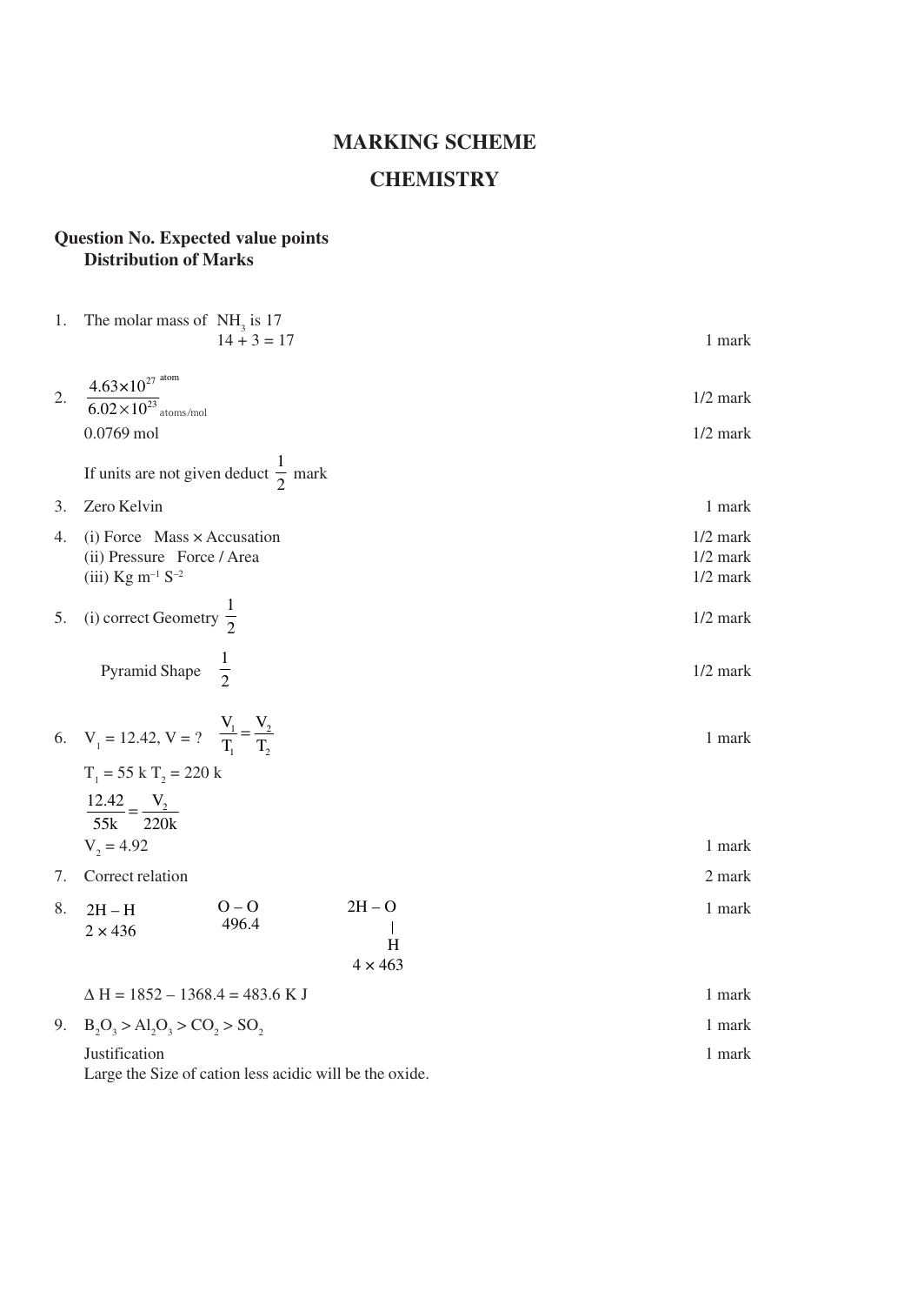# MARKING SCHEME

# CHEMISTRY

**Question No. Expected value points**
**Distribution of Marks**

| Q. | Expected value points | Marks |
|---|---|---|
| 1. | The molar mass of $NH_3$ is 17 <br> $14 + 3 = 17$ | 1 mark |
| 2. | $\dfrac{4.63\times10^{27}\ \text{atom}}{6.02\times10^{23}\ \text{atoms/mol}}$ | 1/2 mark |
| | 0.0769 mol | 1/2 mark |
| | If units are not given deduct $\frac{1}{2}$ mark | |
| 3. | Zero Kelvin | 1 mark |
| 4. | (i) Force Mass × Accusation | 1/2 mark |
| | (ii) Pressure Force / Area | 1/2 mark |
| | (iii) $Kg\ m^{-1}\ S^{-2}$ | 1/2 mark |
| 5. | (i) correct Geometry $\frac{1}{2}$ | 1/2 mark |
| | Pyramid Shape $\frac{1}{2}$ | 1/2 mark |
| 6. | $V_1 = 12.42$, $V = ?$ $\quad \dfrac{V_1}{T_1} = \dfrac{V_2}{T_2}$ | 1 mark |
| | $T_1 = 55\ k$ $T_2 = 220\ k$ <br> $\dfrac{12.42}{55k} = \dfrac{V_2}{220k}$ | |
| | $V_2 = 4.92$ | 1 mark |
| 7. | Correct relation | 2 mark |
| 8. | 2H – H ($2 \times 436$) $\quad$ O – O (496.4) $\quad$ 2H – O – H ($4 \times 463$) | 1 mark |
| | $\Delta H = 1852 - 1368.4 = 483.6$ K J | 1 mark |
| 9. | $B_2O_3 > Al_2O_3 > CO_2 > SO_2$ | 1 mark |
| | Justification <br> Large the Size of cation less acidic will be the oxide. | 1 mark |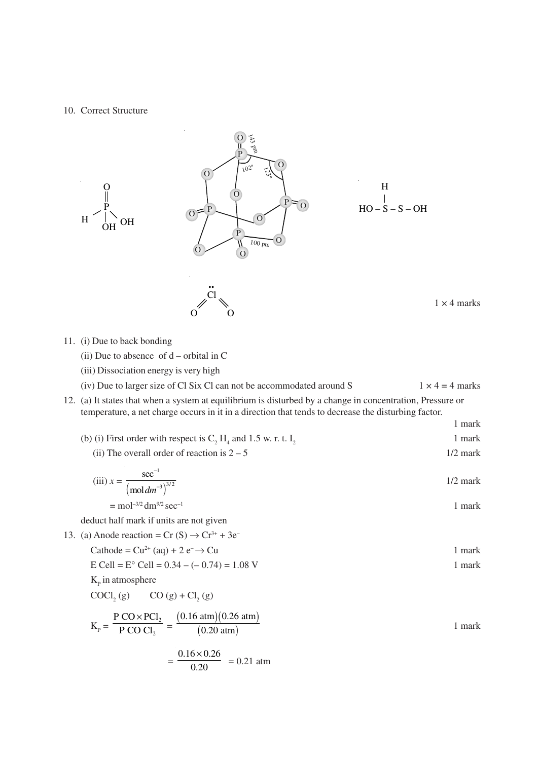10. Correct Structure

$1 \times 4$ marks

11. (i) Due to back bonding

(ii) Due to absence of d – orbital in C

(iii) Dissociation energy is very high

(iv) Due to larger size of Cl Six Cl can not be accommodated around S $\quad 1 \times 4 = 4$ marks

12. (a) It states that when a system at equilibrium is disturbed by a change in concentration, Pressure or temperature, a net charge occurs in it in a direction that tends to decrease the disturbing factor.

1 mark

(b) (i) First order with respect is $C_2H_4$ and 1.5 w. r. t. $I_2$ — 1 mark

(ii) The overall order of reaction is 2 – 5 — 1/2 mark

(iii) $x = \dfrac{\sec^{-1}}{\left(\text{mol}\, dm^{-3}\right)^{3/2}}$ — 1/2 mark

$= \text{mol}^{-3/2}\,\text{dm}^{9/2}\,\sec^{-1}$ — 1 mark

deduct half mark if units are not given

13. (a) Anode reaction = $Cr(S) \rightarrow Cr^{3+} + 3e^-$

Cathode = $Cu^{2+}(aq) + 2e^- \rightarrow Cu$ — 1 mark

E Cell = E° Cell = 0.34 – (– 0.74) = 1.08 V — 1 mark

$K_p$ in atmosphere

$COCl_2(g) \quad CO(g) + Cl_2(g)$

$$K_P = \frac{P\,CO \times PCl_2}{P\,CO\,Cl_2} = \frac{(0.16\text{ atm})(0.26\text{ atm})}{(0.20\text{ atm})}$$ — 1 mark

$$= \frac{0.16 \times 0.26}{0.20} = 0.21\text{ atm}$$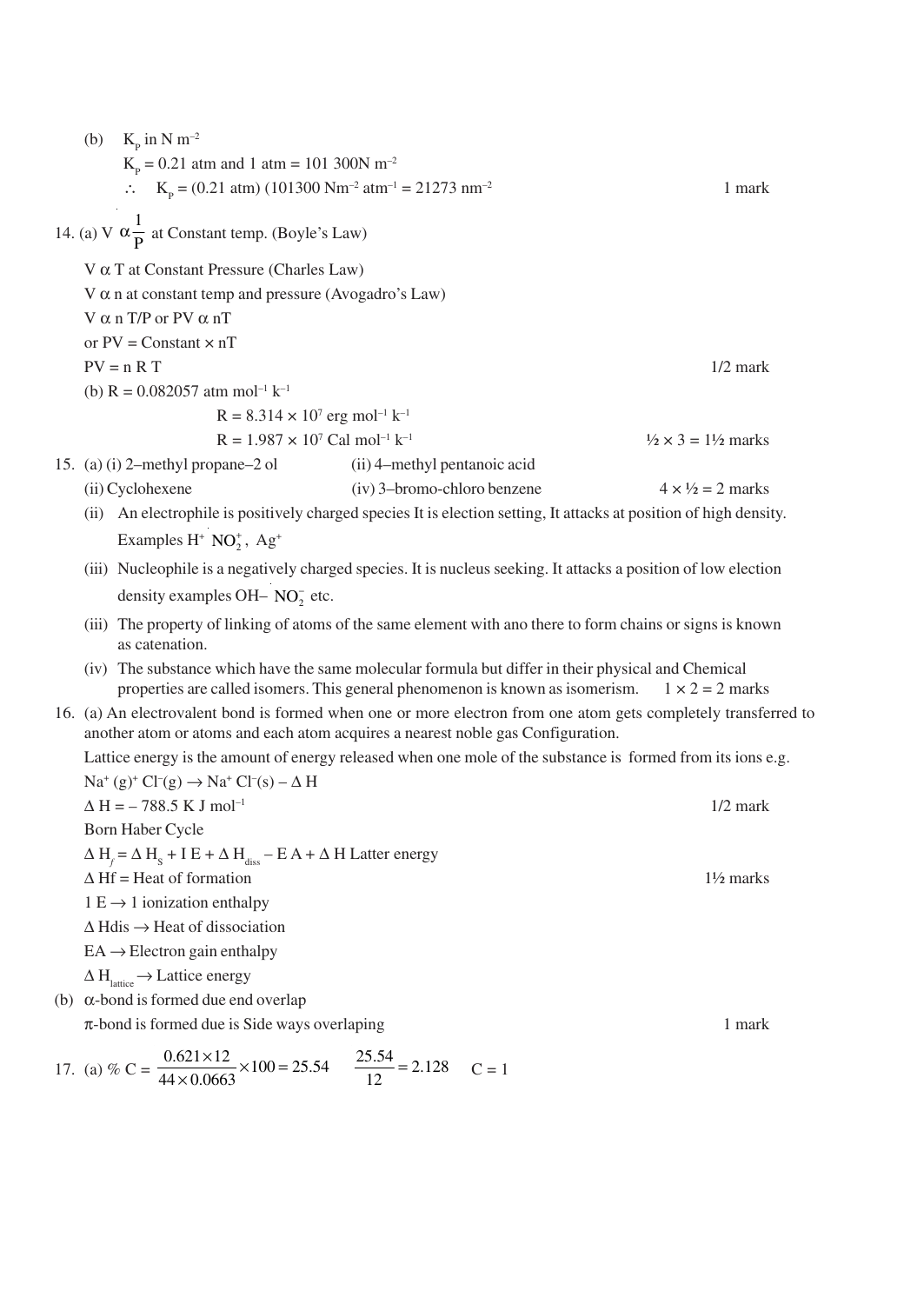(b) $K_P$ in N m$^{-2}$

$K_P$ = 0.21 atm and 1 atm = 101 300N m$^{-2}$

$\therefore$ $K_P$ = (0.21 atm) (101300 Nm$^{-2}$ atm$^{-1}$ = 21273 nm$^{-2}$ — 1 mark

14. (a) $V \alpha \frac{1}{P}$ at Constant temp. (Boyle's Law)

$V \alpha T$ at Constant Pressure (Charles Law)

$V \alpha n$ at constant temp and pressure (Avogadro's Law)

$V \alpha n T/P$ or $PV \alpha nT$

or PV = Constant × nT

PV = n R T — 1/2 mark

(b) R = 0.082057 atm mol$^{-1}$ k$^{-1}$

R = 8.314 × 10$^{7}$ erg mol$^{-1}$ k$^{-1}$

R = 1.987 × 10$^{7}$ Cal mol$^{-1}$ k$^{-1}$ — ½ × 3 = 1½ marks

15. (a) (i) (i) 2–methyl propane–2 ol (ii) 4–methyl pentanoic acid

(ii) Cyclohexene (iv) 3–bromo-chloro benzene — 4 × ½ = 2 marks

(ii) An electrophile is positively charged species It is election setting, It attacks at position of high density. Examples $H^+$ $NO_2^+$, $Ag^+$

(iii) Nucleophile is a negatively charged species. It is nucleus seeking. It attacks a position of low election density examples OH– $NO_2^-$ etc.

(iii) The property of linking of atoms of the same element with ano there to form chains or signs is known as catenation.

(iv) The substance which have the same molecular formula but differ in their physical and Chemical properties are called isomers. This general phenomenon is known as isomerism. — 1 × 2 = 2 marks

16. (a) An electrovalent bond is formed when one or more electron from one atom gets completely transferred to another atom or atoms and each atom acquires a nearest noble gas Configuration.

Lattice energy is the amount of energy released when one mole of the substance is formed from its ions e.g.

$Na^+ (g)^+ Cl^-(g) \rightarrow Na^+ Cl^-(s) - \Delta H$

$\Delta H = -$ 788.5 K J mol$^{-1}$ — 1/2 mark

Born Haber Cycle

$\Delta H_f = \Delta H_S + I E + \Delta H_{diss} - E A + \Delta H$ Latter energy

$\Delta Hf$ = Heat of formation — 1½ marks

1 E → 1 ionization enthalpy

$\Delta Hdis$ → Heat of dissociation

EA → Electron gain enthalpy

$\Delta H_{lattice}$ → Lattice energy

(b) α-bond is formed due end overlap

π-bond is formed due is Side ways overlaping — 1 mark

17. (a) $\% C = \frac{0.621 \times 12}{44 \times 0.0663} \times 100 = 25.54$ $\frac{25.54}{12} = 2.128$ C = 1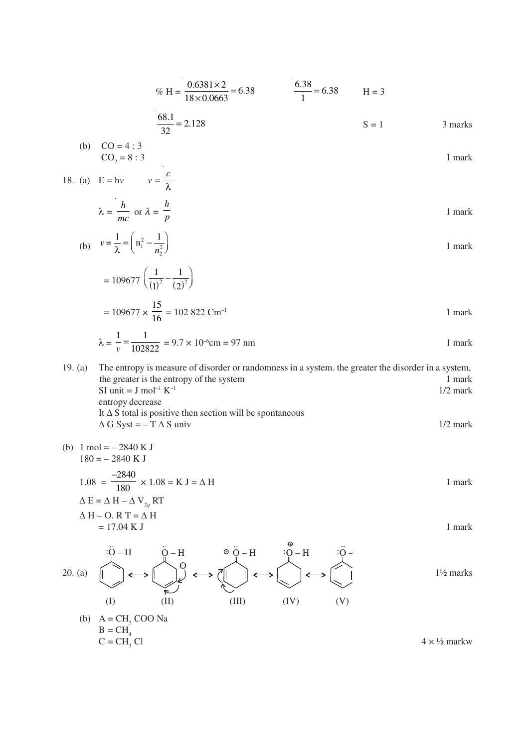$$\% \text{ H} = \frac{0.6381 \times 2}{18 \times 0.0663} = 6.38 \qquad \frac{6.38}{1} = 6.38 \qquad \text{H} = 3$$

$$\frac{68.1}{32} = 2.128 \qquad \text{S} = 1$$ 3 marks

(b) CO = 4 : 3
$CO_2$ = 8 : 3 1 mark

18. (a) E = h$v$ $v = \dfrac{c}{\lambda}$

$$\lambda = \frac{h}{mc} \text{ or } \lambda = \frac{h}{p}$$ 1 mark

(b) $$v = \frac{1}{\lambda} = \left( n_1^2 - \frac{1}{n_2^2} \right)$$ 1 mark

$$= 109677 \left( \frac{1}{(1)^2} - \frac{1}{(2)^2} \right)$$

$$= 109677 \times \frac{15}{16} = 102\ 822 \text{ Cm}^{-1}$$ 1 mark

$$\lambda = \frac{1}{v} = \frac{1}{102822} = 9.7 \times 10^{-6}\text{cm} = 97 \text{ nm}$$ 1 mark

19. (a) The entropy is measure of disorder or randomness in a system. the greater the disorder in a system, the greater is the entropy of the system 1 mark
SI unit = J $mol^{-1}$ $K^{-1}$ 1/2 mark
entropy decrease
It $\Delta$ S total is positive then section will be spontaneous
$\Delta$ G Syst = – T $\Delta$ S univ 1/2 mark

(b) 1 mol = – 2840 K J
180 = – 2840 K J

$$1.08 = \frac{-2840}{180} \times 1.08 = \text{K J} = \Delta \text{H}$$ 1 mark

$\Delta$ E = $\Delta$ H – $\Delta$ $V_{2q}$ RT
$\Delta$ H – O. R T = $\Delta$ H
= 17.04 K J 1 mark

20. (a) [Resonance structures of phenol: :Ö–H (I) ⟷ (II) ⟷ (III) ⟷ (IV) ⟷ (V)] 1½ marks

(I) (II) (III) (IV) (V)

(b) A = $CH_3$ COO Na
B = $CH_4$
C = $CH_3$ Cl 4 × ½ markw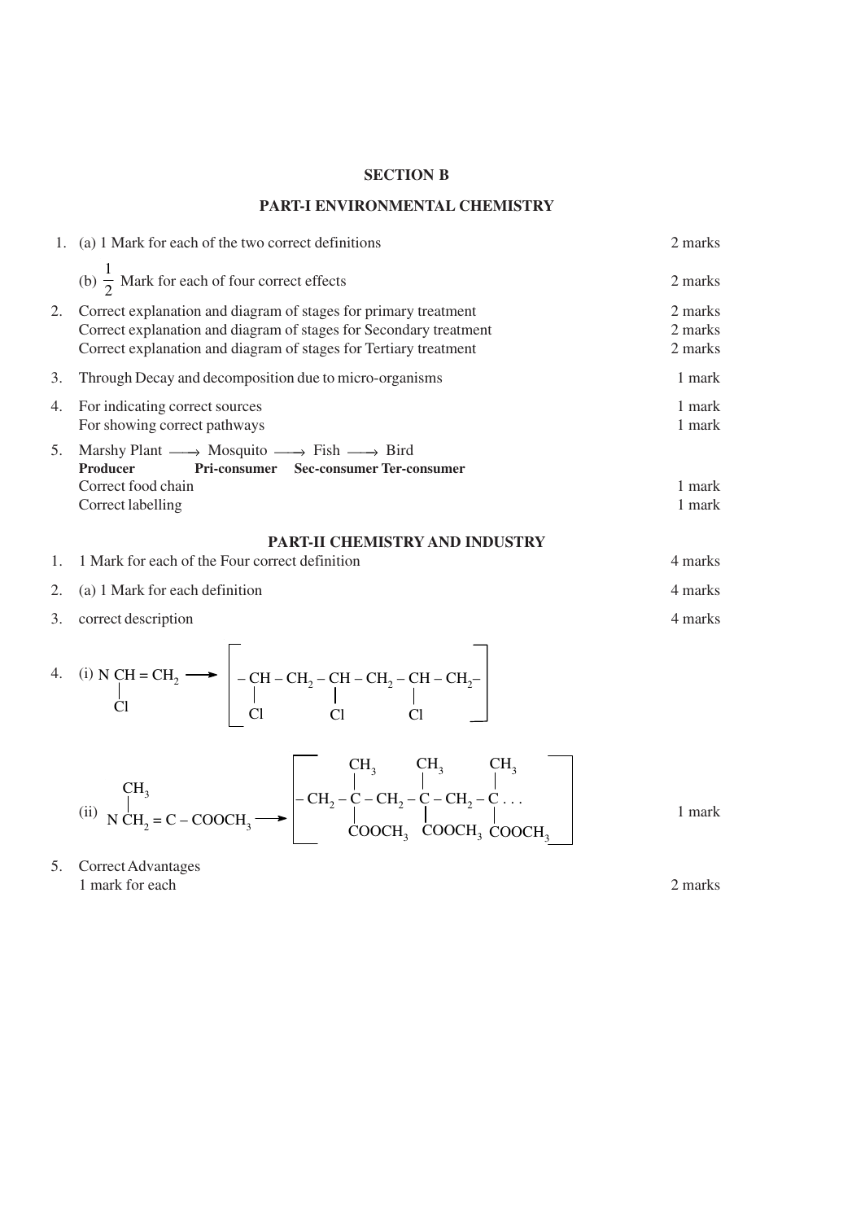## SECTION B

### PART-I ENVIRONMENTAL CHEMISTRY

| | | |
|---|---|---|
| 1. | (a) 1 Mark for each of the two correct definitions | 2 marks |
| | (b) $\frac{1}{2}$ Mark for each of four correct effects | 2 marks |
| 2. | Correct explanation and diagram of stages for primary treatment | 2 marks |
| | Correct explanation and diagram of stages for Secondary treatment | 2 marks |
| | Correct explanation and diagram of stages for Tertiary treatment | 2 marks |
| 3. | Through Decay and decomposition due to micro-organisms | 1 mark |
| 4. | For indicating correct sources | 1 mark |
| | For showing correct pathways | 1 mark |
| 5. | Marshy Plant ⟶ Mosquito ⟶ Fish ⟶ Bird | |
| | **Producer** **Pri-consumer** **Sec-consumer** **Ter-consumer** | |
| | Correct food chain | 1 mark |
| | Correct labelling | 1 mark |

### PART-II CHEMISTRY AND INDUSTRY

| | | |
|---|---|---|
| 1. | 1 Mark for each of the Four correct definition | 4 marks |
| 2. | (a) 1 Mark for each definition | 4 marks |
| 3. | correct description | 4 marks |

4. (i) 
$$N\,\underset{\displaystyle Cl}{\underset{|}{CH}}=CH_2 \longrightarrow \left[-\underset{\displaystyle Cl}{\underset{|}{CH}}-CH_2-\underset{\displaystyle Cl}{\underset{|}{CH}}-CH_2-\underset{\displaystyle Cl}{\underset{|}{CH}}-CH_2-\right]$$

(ii) 
$$N\,CH_2=\overset{\displaystyle CH_3}{\overset{|}{C}}-COOCH_3 \longrightarrow \left[-CH_2-\overset{\displaystyle CH_3}{\overset{|}{\underset{\displaystyle COOCH_3}{\underset{|}{C}}}}-CH_2-\overset{\displaystyle CH_3}{\overset{|}{\underset{\displaystyle COOCH_3}{\underset{|}{C}}}}-CH_2-\overset{\displaystyle CH_3}{\overset{|}{\underset{\displaystyle COOCH_3}{\underset{|}{C}}}}\ldots\right]$$
1 mark

5. Correct Advantages
   1 mark for each — 2 marks